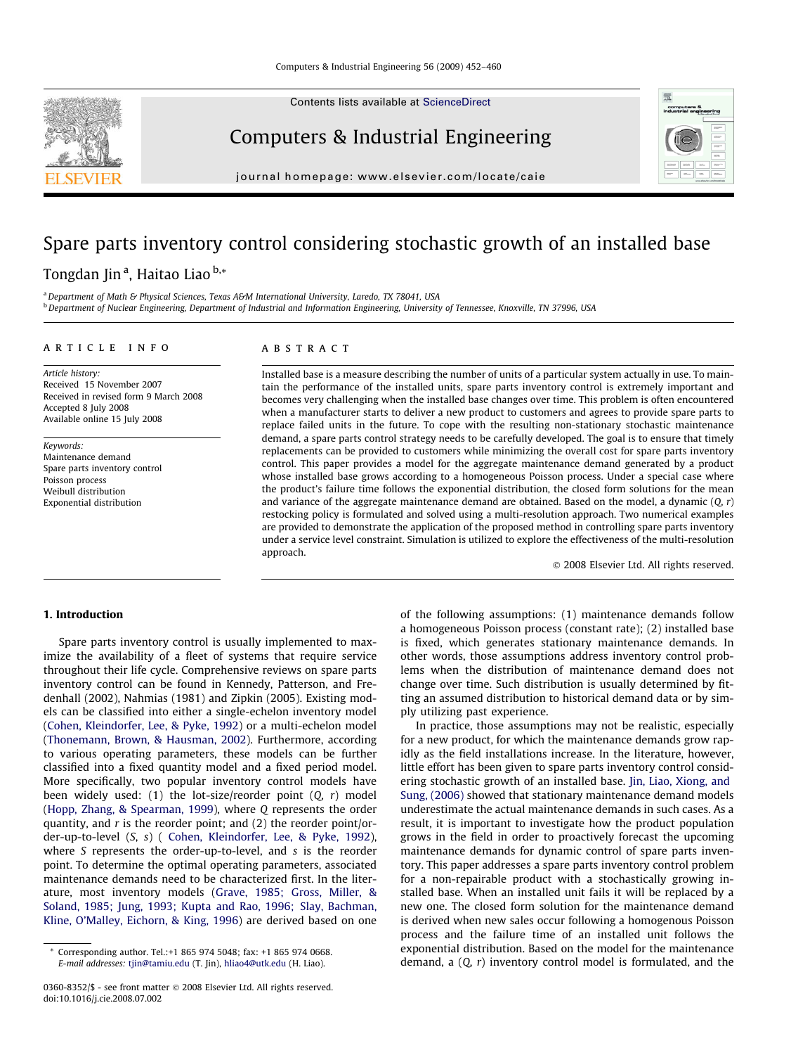# Spare parts inventory control considering stochastic growth of an installed base

Tongdan Jin [a], Haitao Liao [b,*]

[a] Department of Math & Physical Sciences, Texas A&M International University, Laredo, TX 78041, USA
[b] Department of Nuclear Engineering, Department of Industrial and Information Engineering, University of Tennessee, Knoxville, TN 37996, USA

**ARTICLE INFO**

*Article history:*
Received 15 November 2007
Received in revised form 9 March 2008
Accepted 8 July 2008
Available online 15 July 2008

*Keywords:*
Maintenance demand
Spare parts inventory control
Poisson process
Weibull distribution
Exponential distribution

**ABSTRACT**

Installed base is a measure describing the number of units of a particular system actually in use. To maintain the performance of the installed units, spare parts inventory control is extremely important and becomes very challenging when the installed base changes over time. This problem is often encountered when a manufacturer starts to deliver a new product to customers and agrees to provide spare parts to replace failed units in the future. To cope with the resulting non-stationary stochastic maintenance demand, a spare parts control strategy needs to be carefully developed. The goal is to ensure that timely replacements can be provided to customers while minimizing the overall cost for spare parts inventory control. This paper provides a model for the aggregate maintenance demand generated by a product whose installed base grows according to a homogeneous Poisson process. Under a special case where the product's failure time follows the exponential distribution, the closed form solutions for the mean and variance of the aggregate maintenance demand are obtained. Based on the model, a dynamic ($Q$, $r$) restocking policy is formulated and solved using a multi-resolution approach. Two numerical examples are provided to demonstrate the application of the proposed method in controlling spare parts inventory under a service level constraint. Simulation is utilized to explore the effectiveness of the multi-resolution approach.

© 2008 Elsevier Ltd. All rights reserved.

## 1. Introduction

Spare parts inventory control is usually implemented to maximize the availability of a fleet of systems that require service throughout their life cycle. Comprehensive reviews on spare parts inventory control can be found in Kennedy, Patterson, and Fredenhall (2002), Nahmias (1981) and Zipkin (2005). Existing models can be classified into either a single-echelon inventory model (Cohen, Kleindorfer, Lee, & Pyke, 1992) or a multi-echelon model (Thonemann, Brown, & Hausman, 2002). Furthermore, according to various operating parameters, these models can be further classified into a fixed quantity model and a fixed period model. More specifically, two popular inventory control models have been widely used: (1) the lot-size/reorder point ($Q$, $r$) model (Hopp, Zhang, & Spearman, 1999), where $Q$ represents the order quantity, and $r$ is the reorder point; and (2) the reorder point/order-up-to-level ($S$, $s$) ( Cohen, Kleindorfer, Lee, & Pyke, 1992), where $S$ represents the order-up-to-level, and $s$ is the reorder point. To determine the optimal operating parameters, associated maintenance demands need to be characterized first. In the literature, most inventory models (Grave, 1985; Gross, Miller, & Soland, 1985; Jung, 1993; Kupta and Rao, 1996; Slay, Bachman, Kline, O'Malley, Eichorn, & King, 1996) are derived based on one of the following assumptions: (1) maintenance demands follow a homogeneous Poisson process (constant rate); (2) installed base is fixed, which generates stationary maintenance demands. In other words, those assumptions address inventory control problems when the distribution of maintenance demand does not change over time. Such distribution is usually determined by fitting an assumed distribution to historical demand data or by simply utilizing past experience.

In practice, those assumptions may not be realistic, especially for a new product, for which the maintenance demands grow rapidly as the field installations increase. In the literature, however, little effort has been given to spare parts inventory control considering stochastic growth of an installed base. Jin, Liao, Xiong, and Sung, (2006) showed that stationary maintenance demand models underestimate the actual maintenance demands in such cases. As a result, it is important to investigate how the product population grows in the field in order to proactively forecast the upcoming maintenance demands for dynamic control of spare parts inventory. This paper addresses a spare parts inventory control problem for a non-repairable product with a stochastically growing installed base. When an installed unit fails it will be replaced by a new one. The closed form solution for the maintenance demand is derived when new sales occur following a homogenous Poisson process and the failure time of an installed unit follows the exponential distribution. Based on the model for the maintenance demand, a ($Q$, $r$) inventory control model is formulated, and the

* Corresponding author. Tel.:+1 865 974 5048; fax: +1 865 974 0668.
E-mail addresses: tjin@tamiu.edu (T. Jin), hliao4@utk.edu (H. Liao).

0360-8352/$ - see front matter © 2008 Elsevier Ltd. All rights reserved.
doi:10.1016/j.cie.2008.07.002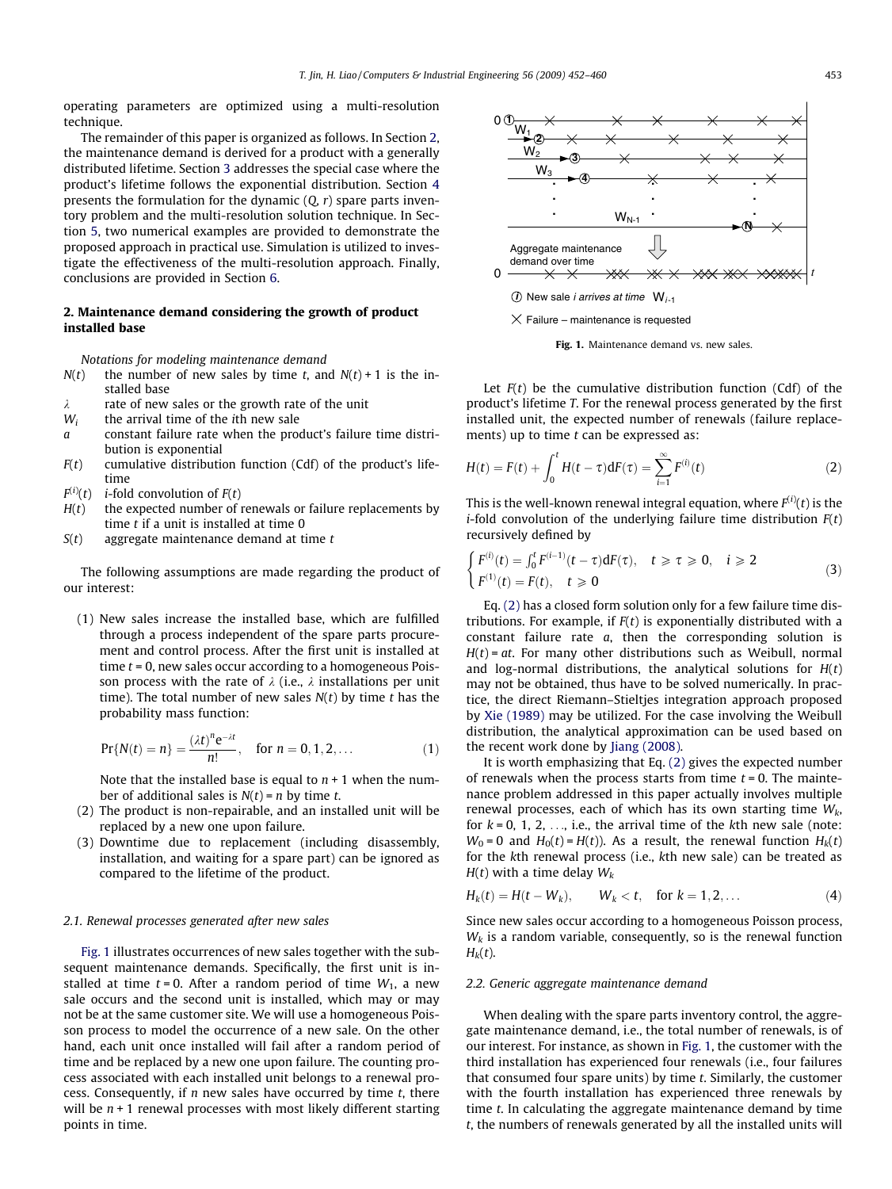operating parameters are optimized using a multi-resolution technique.

The remainder of this paper is organized as follows. In Section 2, the maintenance demand is derived for a product with a generally distributed lifetime. Section 3 addresses the special case where the product's lifetime follows the exponential distribution. Section 4 presents the formulation for the dynamic $(Q, r)$ spare parts inventory problem and the multi-resolution solution technique. In Section 5, two numerical examples are provided to demonstrate the proposed approach in practical use. Simulation is utilized to investigate the effectiveness of the multi-resolution approach. Finally, conclusions are provided in Section 6.

## 2. Maintenance demand considering the growth of product installed base

*Notations for modeling maintenance demand*

- $N(t)$ the number of new sales by time $t$, and $N(t) + 1$ is the installed base
- $\lambda$ rate of new sales or the growth rate of the unit
- $W_i$ the arrival time of the $i$th new sale
- $a$ constant failure rate when the product's failure time distribution is exponential
- $F(t)$ cumulative distribution function (Cdf) of the product's lifetime
- $F^{(i)}(t)$ $i$-fold convolution of $F(t)$
- $H(t)$ the expected number of renewals or failure replacements by time $t$ if a unit is installed at time 0
- $S(t)$ aggregate maintenance demand at time $t$

The following assumptions are made regarding the product of our interest:

(1) New sales increase the installed base, which are fulfilled through a process independent of the spare parts procurement and control process. After the first unit is installed at time $t = 0$, new sales occur according to a homogeneous Poisson process with the rate of $\lambda$ (i.e., $\lambda$ installations per unit time). The total number of new sales $N(t)$ by time $t$ has the probability mass function:

$$\Pr\{N(t) = n\} = \frac{(\lambda t)^n e^{-\lambda t}}{n!}, \quad \text{for } n = 0, 1, 2, \ldots \tag{1}$$

Note that the installed base is equal to $n + 1$ when the number of additional sales is $N(t) = n$ by time $t$.

(2) The product is non-repairable, and an installed unit will be replaced by a new one upon failure.

(3) Downtime due to replacement (including disassembly, installation, and waiting for a spare part) can be ignored as compared to the lifetime of the product.

### 2.1. Renewal processes generated after new sales

Fig. 1 illustrates occurrences of new sales together with the subsequent maintenance demands. Specifically, the first unit is installed at time $t = 0$. After a random period of time $W_1$, a new sale occurs and the second unit is installed, which may or may not be at the same customer site. We will use a homogeneous Poisson process to model the occurrence of a new sale. On the other hand, each unit once installed will fail after a random period of time and be replaced by a new one upon failure. The counting process associated with each installed unit belongs to a renewal process. Consequently, if $n$ new sales have occurred by time $t$, there will be $n + 1$ renewal processes with most likely different starting points in time.

Fig. 1. Maintenance demand vs. new sales.

Let $F(t)$ be the cumulative distribution function (Cdf) of the product's lifetime $T$. For the renewal process generated by the first installed unit, the expected number of renewals (failure replacements) up to time $t$ can be expressed as:

$$H(t) = F(t) + \int_0^t H(t-\tau)\,dF(\tau) = \sum_{i=1}^{\infty} F^{(i)}(t) \tag{2}$$

This is the well-known renewal integral equation, where $F^{(i)}(t)$ is the $i$-fold convolution of the underlying failure time distribution $F(t)$ recursively defined by

$$\begin{cases} F^{(i)}(t) = \int_0^t F^{(i-1)}(t-\tau)\,dF(\tau), & t \geqslant \tau \geqslant 0, \quad i \geqslant 2 \\ F^{(1)}(t) = F(t), & t \geqslant 0 \end{cases} \tag{3}$$

Eq. (2) has a closed form solution only for a few failure time distributions. For example, if $F(t)$ is exponentially distributed with a constant failure rate $a$, then the corresponding solution is $H(t) = at$. For many other distributions such as Weibull, normal and log-normal distributions, the analytical solutions for $H(t)$ may not be obtained, thus have to be solved numerically. In practice, the direct Riemann–Stieltjes integration approach proposed by Xie (1989) may be utilized. For the case involving the Weibull distribution, the analytical approximation can be used based on the recent work done by Jiang (2008).

It is worth emphasizing that Eq. (2) gives the expected number of renewals when the process starts from time $t = 0$. The maintenance problem addressed in this paper actually involves multiple renewal processes, each of which has its own starting time $W_k$, for $k = 0, 1, 2, \ldots$, i.e., the arrival time of the $k$th new sale (note: $W_0 = 0$ and $H_0(t) = H(t)$). As a result, the renewal function $H_k(t)$ for the $k$th renewal process (i.e., $k$th new sale) can be treated as $H(t)$ with a time delay $W_k$

$$H_k(t) = H(t - W_k), \qquad W_k < t, \quad \text{for } k = 1, 2, \ldots \tag{4}$$

Since new sales occur according to a homogeneous Poisson process, $W_k$ is a random variable, consequently, so is the renewal function $H_k(t)$.

### 2.2. Generic aggregate maintenance demand

When dealing with the spare parts inventory control, the aggregate maintenance demand, i.e., the total number of renewals, is of our interest. For instance, as shown in Fig. 1, the customer with the third installation has experienced four renewals (i.e., four failures that consumed four spare units) by time $t$. Similarly, the customer with the fourth installation has experienced three renewals by time $t$. In calculating the aggregate maintenance demand by time $t$, the numbers of renewals generated by all the installed units will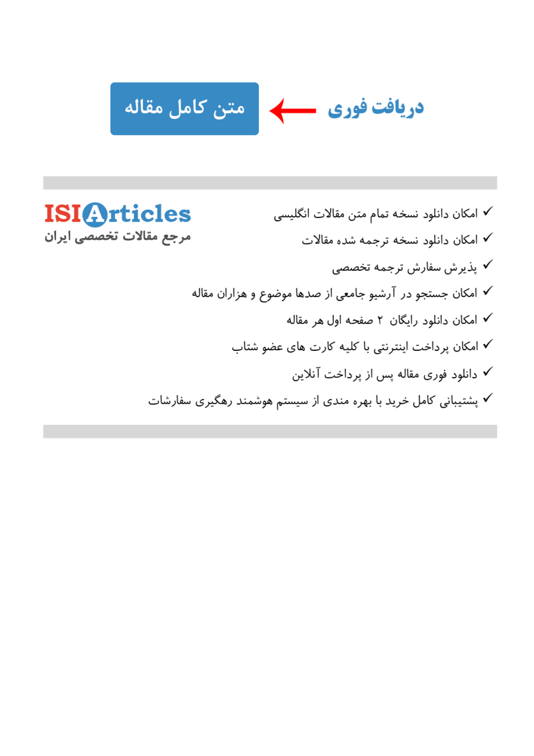دریافت فوری ← **متن کامل مقاله**

**ISIArticles**
مرجع مقالات تخصصی ایران

- ✓ امکان دانلود نسخه تمام متن مقالات انگلیسی
- ✓ امکان دانلود نسخه ترجمه شده مقالات
- ✓ پذیرش سفارش ترجمه تخصصی
- ✓ امکان جستجو در آرشیو جامعی از صدها موضوع و هزاران مقاله
- ✓ امکان دانلود رایگان ۲ صفحه اول هر مقاله
- ✓ امکان پرداخت اینترنتی با کلیه کارت های عضو شتاب
- ✓ دانلود فوری مقاله پس از پرداخت آنلاین
- ✓ پشتیبانی کامل خرید با بهره مندی از سیستم هوشمند رهگیری سفارشات